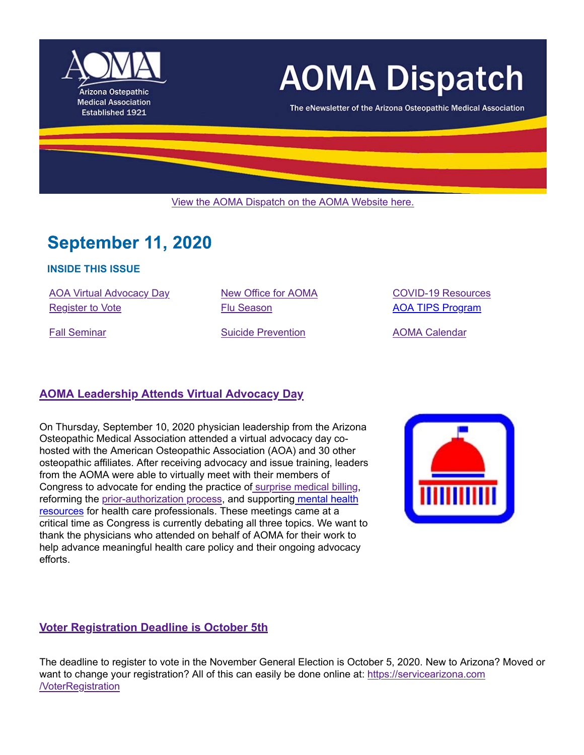# AOMA Dispatch

Arizona Osteopathic Medical Association Established 1921

The eNewsletter of the Arizona Osteopathic Medical Association

View the AOMA Dispatch on the AOMA Website here.

## September 11, 2020

### INSIDE THIS ISSUE

- AOA Virtual Advocacy Day
- Register to Vote
- Fall Seminar
- New Office for AOMA
- Flu Season
- Suicide Prevention
- COVID-19 Resources
- AOA TIPS Program
- AOMA Calendar

## AOMA Leadership Attends Virtual Advocacy Day

On Thursday, September 10, 2020 physician leadership from the Arizona Osteopathic Medical Association attended a virtual advocacy day co-hosted with the American Osteopathic Association (AOA) and 30 other osteopathic affiliates. After receiving advocacy and issue training, leaders from the AOMA were able to virtually meet with their members of Congress to advocate for ending the practice of surprise medical billing, reforming the prior-authorization process, and supporting mental health resources for health care professionals. These meetings came at a critical time as Congress is currently debating all three topics. We want to thank the physicians who attended on behalf of AOMA for their work to help advance meaningful health care policy and their ongoing advocacy efforts.

## Voter Registration Deadline is October 5th

The deadline to register to vote in the November General Election is October 5, 2020. New to Arizona? Moved or want to change your registration? All of this can easily be done online at: https://servicearizona.com/VoterRegistration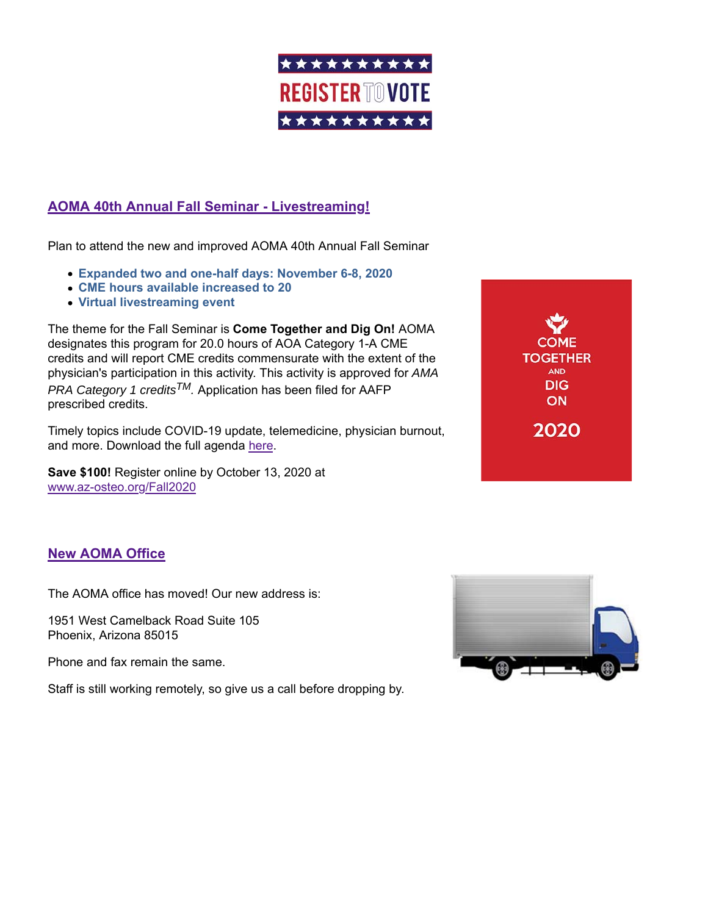## AOMA 40th Annual Fall Seminar - Livestreaming!

Plan to attend the new and improved AOMA 40th Annual Fall Seminar

- **Expanded two and one-half days: November 6-8, 2020**
- **CME hours available increased to 20**
- **Virtual livestreaming event**

The theme for the Fall Seminar is **Come Together and Dig On!** AOMA designates this program for 20.0 hours of AOA Category 1-A CME credits and will report CME credits commensurate with the extent of the physician's participation in this activity. This activity is approved for *AMA PRA Category 1 credits™*. Application has been filed for AAFP prescribed credits.

Timely topics include COVID-19 update, telemedicine, physician burnout, and more. Download the full agenda here.

**Save $100!** Register online by October 13, 2020 at www.az-osteo.org/Fall2020

## New AOMA Office

The AOMA office has moved! Our new address is:

1951 West Camelback Road Suite 105
Phoenix, Arizona 85015

Phone and fax remain the same.

Staff is still working remotely, so give us a call before dropping by.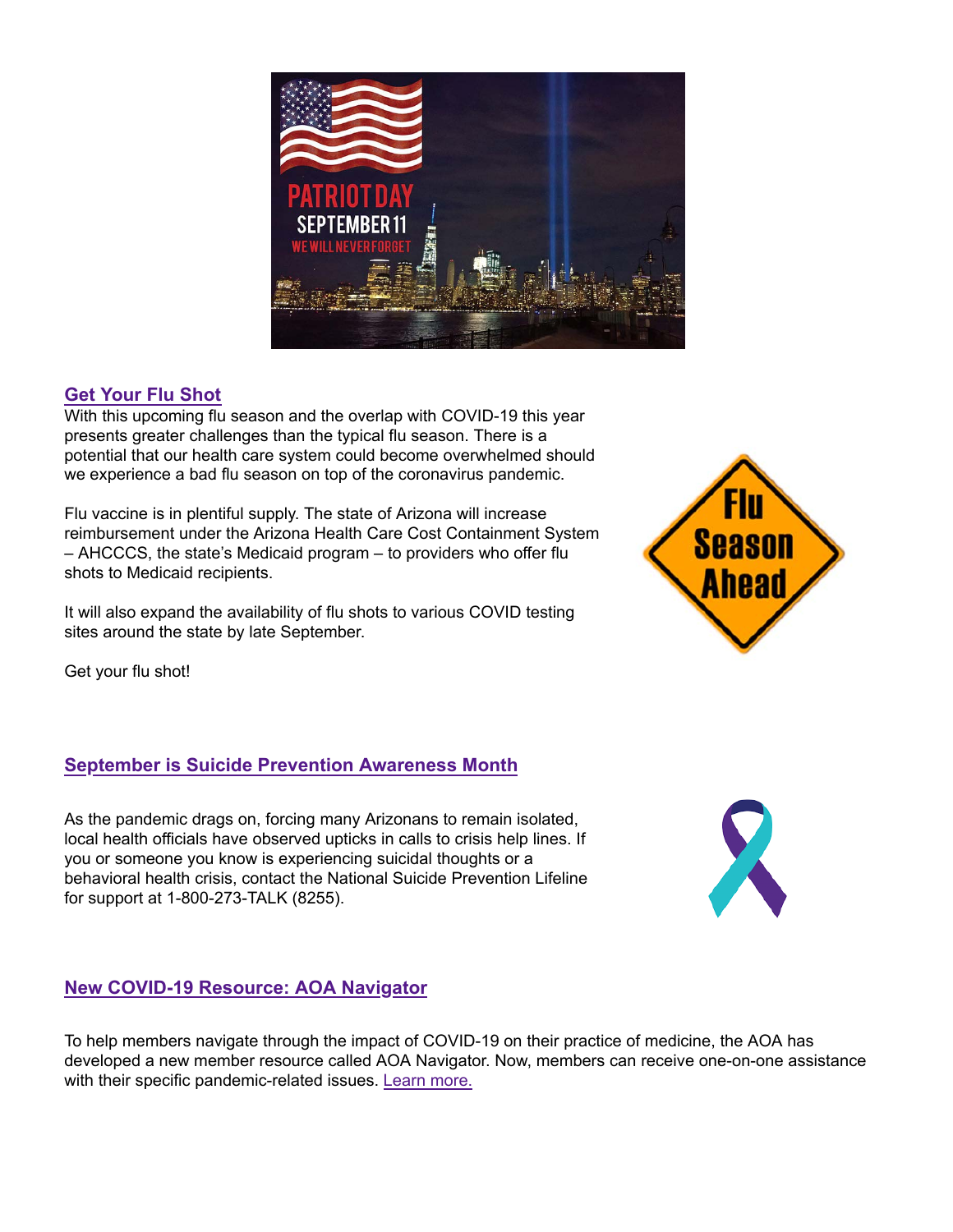## Get Your Flu Shot

With this upcoming flu season and the overlap with COVID-19 this year presents greater challenges than the typical flu season. There is a potential that our health care system could become overwhelmed should we experience a bad flu season on top of the coronavirus pandemic.

Flu vaccine is in plentiful supply. The state of Arizona will increase reimbursement under the Arizona Health Care Cost Containment System – AHCCCS, the state's Medicaid program – to providers who offer flu shots to Medicaid recipients.

It will also expand the availability of flu shots to various COVID testing sites around the state by late September.

Get your flu shot!

## September is Suicide Prevention Awareness Month

As the pandemic drags on, forcing many Arizonans to remain isolated, local health officials have observed upticks in calls to crisis help lines. If you or someone you know is experiencing suicidal thoughts or a behavioral health crisis, contact the National Suicide Prevention Lifeline for support at 1-800-273-TALK (8255).

## New COVID-19 Resource: AOA Navigator

To help members navigate through the impact of COVID-19 on their practice of medicine, the AOA has developed a new member resource called AOA Navigator. Now, members can receive one-on-one assistance with their specific pandemic-related issues. Learn more.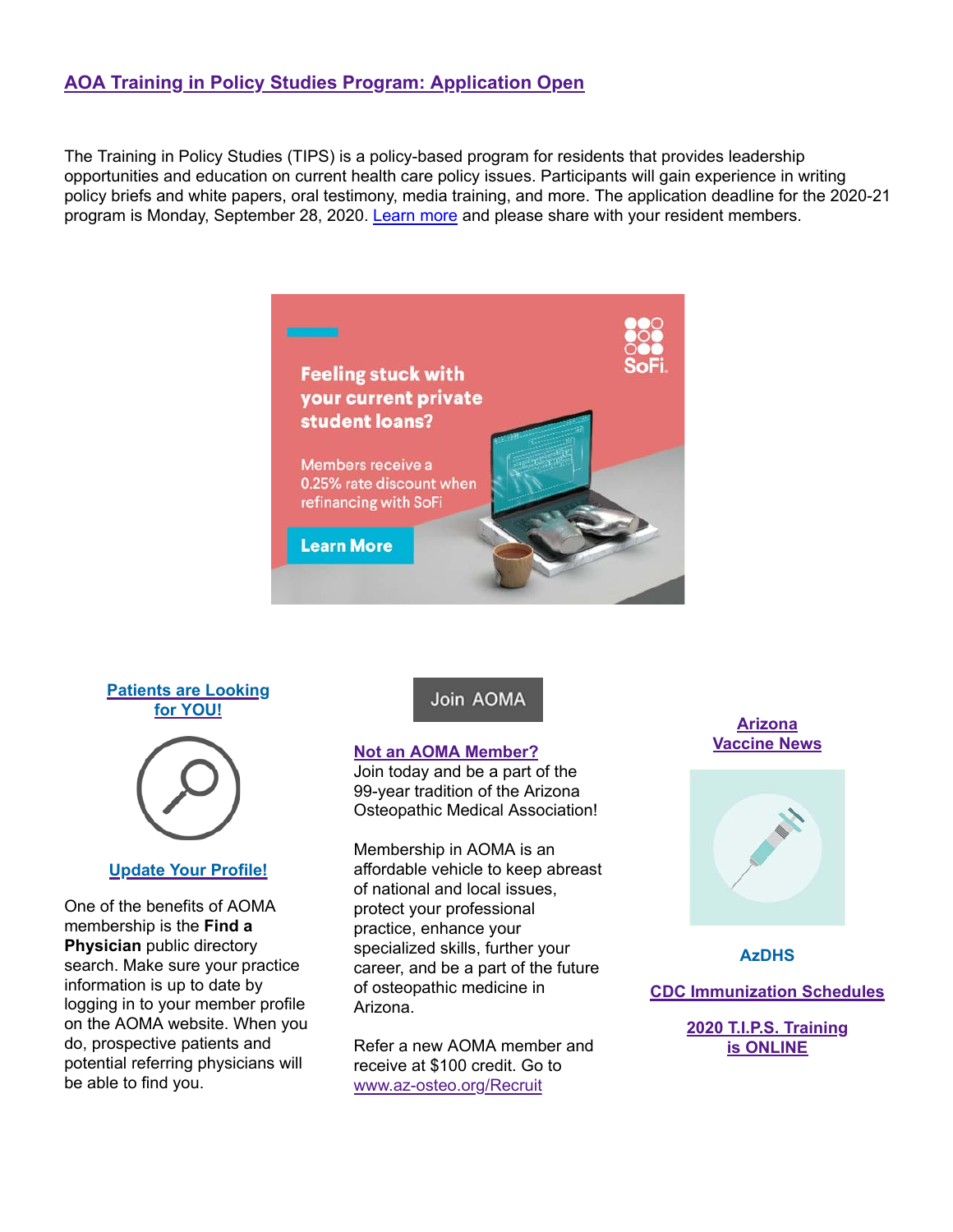## AOA Training in Policy Studies Program: Application Open

The Training in Policy Studies (TIPS) is a policy-based program for residents that provides leadership opportunities and education on current health care policy issues. Participants will gain experience in writing policy briefs and white papers, oral testimony, media training, and more. The application deadline for the 2020-21 program is Monday, September 28, 2020. Learn more and please share with your resident members.

Feeling stuck with your current private student loans?

Members receive a 0.25% rate discount when refinancing with SoFi

Learn More

**Patients are Looking for YOU!**

**Update Your Profile!**

One of the benefits of AOMA membership is the **Find a Physician** public directory search. Make sure your practice information is up to date by logging in to your member profile on the AOMA website. When you do, prospective patients and potential referring physicians will be able to find you.

Join AOMA

**Not an AOMA Member?**
Join today and be a part of the 99-year tradition of the Arizona Osteopathic Medical Association!

Membership in AOMA is an affordable vehicle to keep abreast of national and local issues, protect your professional practice, enhance your specialized skills, further your career, and be a part of the future of osteopathic medicine in Arizona.

Refer a new AOMA member and receive at $100 credit. Go to www.az-osteo.org/Recruit

**Arizona Vaccine News**

**AzDHS**

**CDC Immunization Schedules**

**2020 T.I.P.S. Training is ONLINE**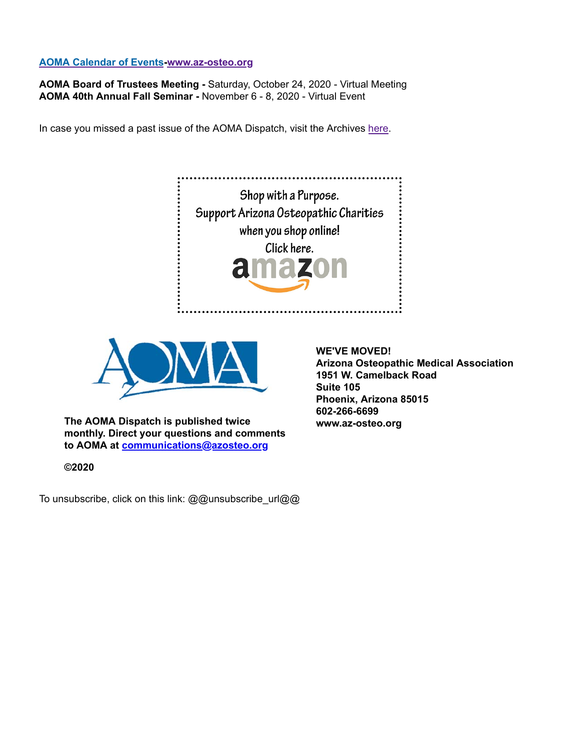**AOMA Calendar of Events-www.az-osteo.org**

**AOMA Board of Trustees Meeting -** Saturday, October 24, 2020 - Virtual Meeting
**AOMA 40th Annual Fall Seminar -** November 6 - 8, 2020 - Virtual Event

In case you missed a past issue of the AOMA Dispatch, visit the Archives here.

Shop with a Purpose.
Support Arizona Osteopathic Charities
when you shop online!
Click here.
amazon

AOMA

**The AOMA Dispatch is published twice monthly. Direct your questions and comments to AOMA at communications@azosteo.org**

**©2020**

**WE'VE MOVED!**
**Arizona Osteopathic Medical Association**
**1951 W. Camelback Road**
**Suite 105**
**Phoenix, Arizona 85015**
**602-266-6699**
**www.az-osteo.org**

To unsubscribe, click on this link: @@unsubscribe_url@@